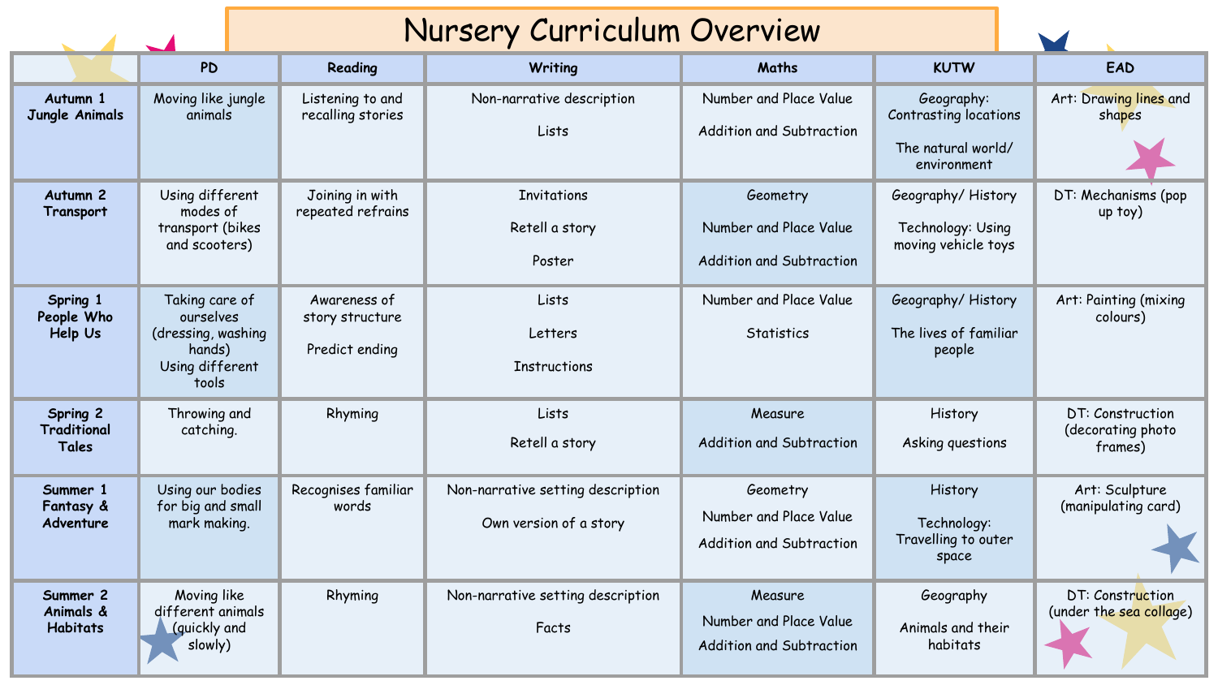# Nursery Curriculum Overview

| | PD | Reading | Writing | Maths | KUTW | EAD |
|---|---|---|---|---|---|---|
| **Autumn 1 Jungle Animals** | Moving like jungle animals | Listening to and recalling stories | Non-narrative description<br><br>Lists | Number and Place Value<br><br>Addition and Subtraction | Geography: Contrasting locations<br><br>The natural world/ environment | Art: Drawing lines and shapes |
| **Autumn 2 Transport** | Using different modes of transport (bikes and scooters) | Joining in with repeated refrains | Invitations<br><br>Retell a story<br><br>Poster | Geometry<br><br>Number and Place Value<br><br>Addition and Subtraction | Geography/ History<br><br>Technology: Using moving vehicle toys | DT: Mechanisms (pop up toy) |
| **Spring 1 People Who Help Us** | Taking care of ourselves (dressing, washing hands)<br>Using different tools | Awareness of story structure<br><br>Predict ending | Lists<br><br>Letters<br><br>Instructions | Number and Place Value<br><br>Statistics | Geography/ History<br><br>The lives of familiar people | Art: Painting (mixing colours) |
| **Spring 2 Traditional Tales** | Throwing and catching. | Rhyming | Lists<br><br>Retell a story | Measure<br><br>Addition and Subtraction | History<br><br>Asking questions | DT: Construction (decorating photo frames) |
| **Summer 1 Fantasy & Adventure** | Using our bodies for big and small mark making. | Recognises familiar words | Non-narrative setting description<br><br>Own version of a story | Geometry<br><br>Number and Place Value<br><br>Addition and Subtraction | History<br><br>Technology: Travelling to outer space | Art: Sculpture (manipulating card) |
| **Summer 2 Animals & Habitats** | Moving like different animals (quickly and slowly) | Rhyming | Non-narrative setting description<br><br>Facts | Measure<br><br>Number and Place Value<br><br>Addition and Subtraction | Geography<br><br>Animals and their habitats | DT: Construction (under the sea collage) |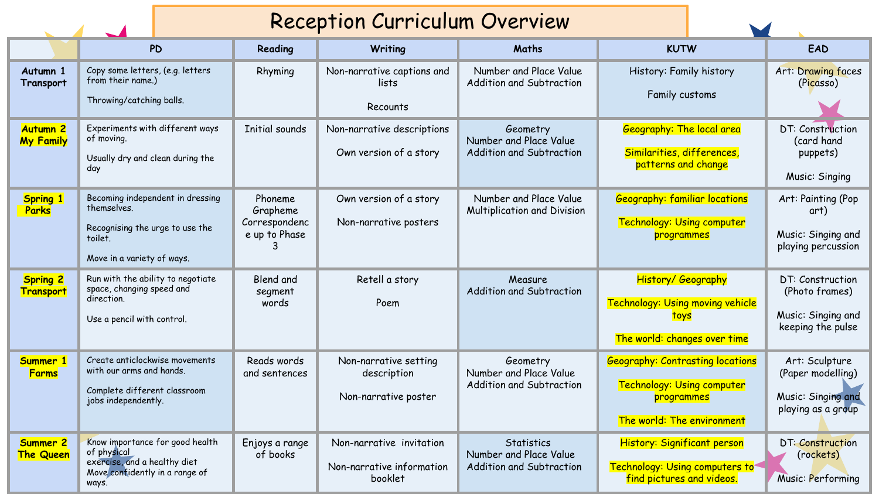# Reception Curriculum Overview

| | PD | Reading | Writing | Maths | KUTW | EAD |
|---|---|---|---|---|---|---|
| **Autumn 1 Transport** | Copy some letters, (e.g. letters from their name.)<br><br>Throwing/catching balls. | Rhyming | Non-narrative captions and lists<br><br>Recounts | Number and Place Value<br>Addition and Subtraction | History: Family history<br><br>Family customs | Art: Drawing faces (Picasso) |
| **Autumn 2 My Family** | Experiments with different ways of moving.<br><br>Usually dry and clean during the day | Initial sounds | Non-narrative descriptions<br><br>Own version of a story | Geometry<br>Number and Place Value<br>Addition and Subtraction | Geography: The local area<br><br>Similarities, differences, patterns and change | DT: Construction (card hand puppets)<br><br>Music: Singing |
| **Spring 1 Parks** | Becoming independent in dressing themselves.<br><br>Recognising the urge to use the toilet.<br><br>Move in a variety of ways. | Phoneme Grapheme Correspondence up to Phase 3 | Own version of a story<br><br>Non-narrative posters | Number and Place Value<br>Multiplication and Division | Geography: familiar locations<br><br>Technology: Using computer programmes | Art: Painting (Pop art)<br><br>Music: Singing and playing percussion |
| **Spring 2 Transport** | Run with the ability to negotiate space, changing speed and direction.<br><br>Use a pencil with control. | Blend and segment words | Retell a story<br><br>Poem | Measure<br>Addition and Subtraction | History/ Geography<br><br>Technology: Using moving vehicle toys<br><br>The world: changes over time | DT: Construction (Photo frames)<br><br>Music: Singing and keeping the pulse |
| **Summer 1 Farms** | Create anticlockwise movements with our arms and hands.<br><br>Complete different classroom jobs independently. | Reads words and sentences | Non-narrative setting description<br><br>Non-narrative poster | Geometry<br>Number and Place Value<br>Addition and Subtraction | Geography: Contrasting locations<br><br>Technology: Using computer programmes<br><br>The world: The environment | Art: Sculpture (Paper modelling)<br><br>Music: Singing and playing as a group |
| **Summer 2 The Queen** | Know importance for good health of physical exercise, and a healthy diet<br>Move confidently in a range of ways. | Enjoys a range of books | Non-narrative invitation<br><br>Non-narrative information booklet | Statistics<br>Number and Place Value<br>Addition and Subtraction | History: Significant person<br><br>Technology: Using computers to find pictures and videos. | DT: Construction (rockets)<br><br>Music: Performing |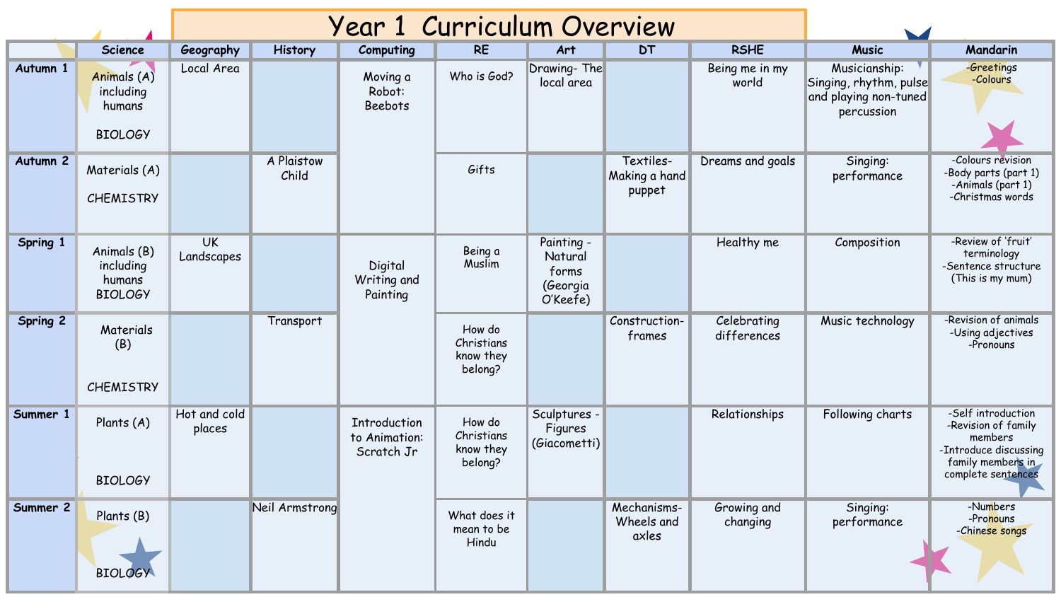# Year 1 Curriculum Overview

| | Science | Geography | History | Computing | RE | Art | DT | RSHE | Music | Mandarin |
|---|---|---|---|---|---|---|---|---|---|---|
| Autumn 1 | Animals (A) including humans BIOLOGY | Local Area | | Moving a Robot: Beebots | Who is God? | Drawing- The local area | | Being me in my world | Musicianship: Singing, rhythm, pulse and playing non-tuned percussion | -Greetings -Colours |
| Autumn 2 | Materials (A) CHEMISTRY | | A Plaistow Child | | Gifts | | Textiles- Making a hand puppet | Dreams and goals | Singing: performance | -Colours revision -Body parts (part 1) -Animals (part 1) -Christmas words |
| Spring 1 | Animals (B) including humans BIOLOGY | UK Landscapes | | Digital Writing and Painting | Being a Muslim | Painting - Natural forms (Georgia O'Keefe) | | Healthy me | Composition | -Review of 'fruit' terminology -Sentence structure (This is my mum) |
| Spring 2 | Materials (B) CHEMISTRY | | Transport | | How do Christians know they belong? | | Construction- frames | Celebrating differences | Music technology | -Revision of animals -Using adjectives -Pronouns |
| Summer 1 | Plants (A) BIOLOGY | Hot and cold places | | Introduction to Animation: Scratch Jr | How do Christians know they belong? | Sculptures - Figures (Giacometti) | | Relationships | Following charts | -Self introduction -Revision of family members -Introduce discussing family members in complete sentences |
| Summer 2 | Plants (B) BIOLOGY | | Neil Armstrong | | What does it mean to be Hindu | | Mechanisms- Wheels and axles | Growing and changing | Singing: performance | -Numbers -Pronouns -Chinese songs |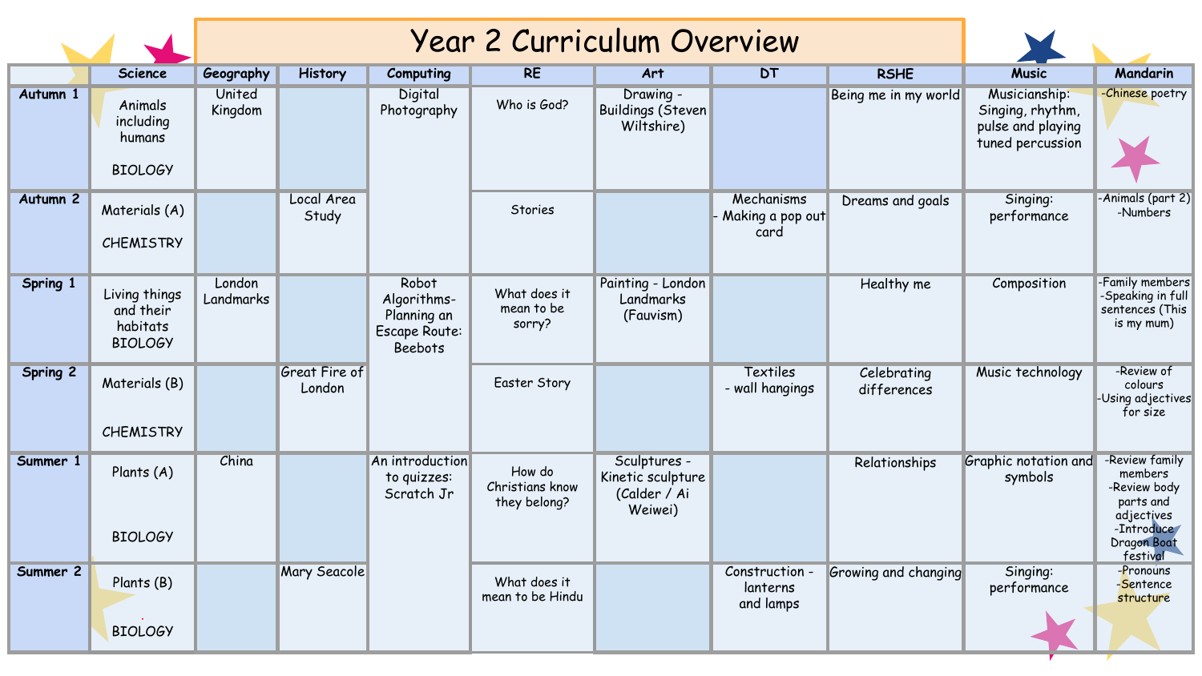# Year 2 Curriculum Overview

| | Science | Geography | History | Computing | RE | Art | DT | RSHE | Music | Mandarin |
|---|---|---|---|---|---|---|---|---|---|---|
| Autumn 1 | Animals including humans<br><br>BIOLOGY | United Kingdom | | Digital Photography | Who is God? | Drawing - Buildings (Steven Wiltshire) | | Being me in my world | Musicianship: Singing, rhythm, pulse and playing tuned percussion | -Chinese poetry |
| Autumn 2 | Materials (A)<br><br>CHEMISTRY | | Local Area Study | | Stories | | Mechanisms - Making a pop out card | Dreams and goals | Singing: performance | -Animals (part 2)<br>-Numbers |
| Spring 1 | Living things and their habitats<br>BIOLOGY | London Landmarks | | Robot Algorithms- Planning an Escape Route: Beebots | What does it mean to be sorry? | Painting - London Landmarks (Fauvism) | | Healthy me | Composition | -Family members<br>-Speaking in full sentences (This is my mum) |
| Spring 2 | Materials (B)<br><br>CHEMISTRY | | Great Fire of London | | Easter Story | | Textiles - wall hangings | Celebrating differences | Music technology | -Review of colours<br>-Using adjectives for size |
| Summer 1 | Plants (A)<br><br>BIOLOGY | China | | An introduction to quizzes: Scratch Jr | How do Christians know they belong? | Sculptures - Kinetic sculpture (Calder / Ai Weiwei) | | Relationships | Graphic notation and symbols | -Review family members<br>-Review body parts and adjectives<br>-Introduce Dragon Boat festival |
| Summer 2 | Plants (B)<br><br>BIOLOGY | | Mary Seacole | | What does it mean to be Hindu | | Construction - lanterns and lamps | Growing and changing | Singing: performance | -Pronouns<br>-Sentence structure |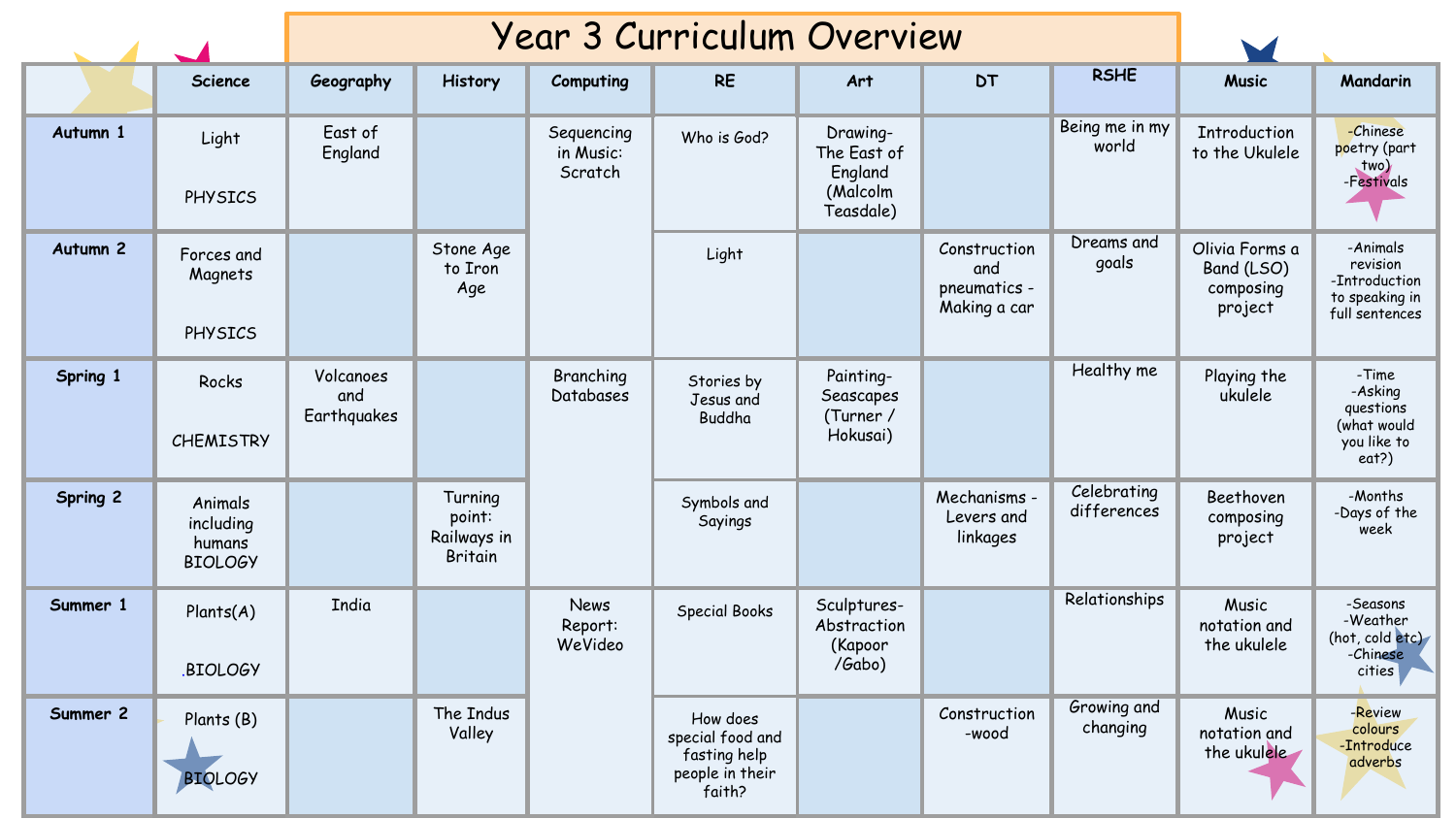# Year 3 Curriculum Overview

| | Science | Geography | History | Computing | RE | Art | DT | RSHE | Music | Mandarin |
|---|---|---|---|---|---|---|---|---|---|---|
| Autumn 1 | Light PHYSICS | East of England | | Sequencing in Music: Scratch | Who is God? | Drawing- The East of England (Malcolm Teasdale) | | Being me in my world | Introduction to the Ukulele | -Chinese poetry (part two) -Festivals |
| Autumn 2 | Forces and Magnets PHYSICS | | Stone Age to Iron Age | | Light | | Construction and pneumatics - Making a car | Dreams and goals | Olivia Forms a Band (LSO) composing project | -Animals revision -Introduction to speaking in full sentences |
| Spring 1 | Rocks CHEMISTRY | Volcanoes and Earthquakes | | Branching Databases | Stories by Jesus and Buddha | Painting- Seascapes (Turner / Hokusai) | | Healthy me | Playing the ukulele | -Time -Asking questions (what would you like to eat?) |
| Spring 2 | Animals including humans BIOLOGY | | Turning point: Railways in Britain | | Symbols and Sayings | | Mechanisms - Levers and linkages | Celebrating differences | Beethoven composing project | -Months -Days of the week |
| Summer 1 | Plants(A) .BIOLOGY | India | | News Report: WeVideo | Special Books | Sculptures- Abstraction (Kapoor /Gabo) | | Relationships | Music notation and the ukulele | -Seasons -Weather (hot, cold etc) -Chinese cities |
| Summer 2 | Plants (B) BIOLOGY | | The Indus Valley | | How does special food and fasting help people in their faith? | | Construction -wood | Growing and changing | Music notation and the ukulele | -Review colours -Introduce adverbs |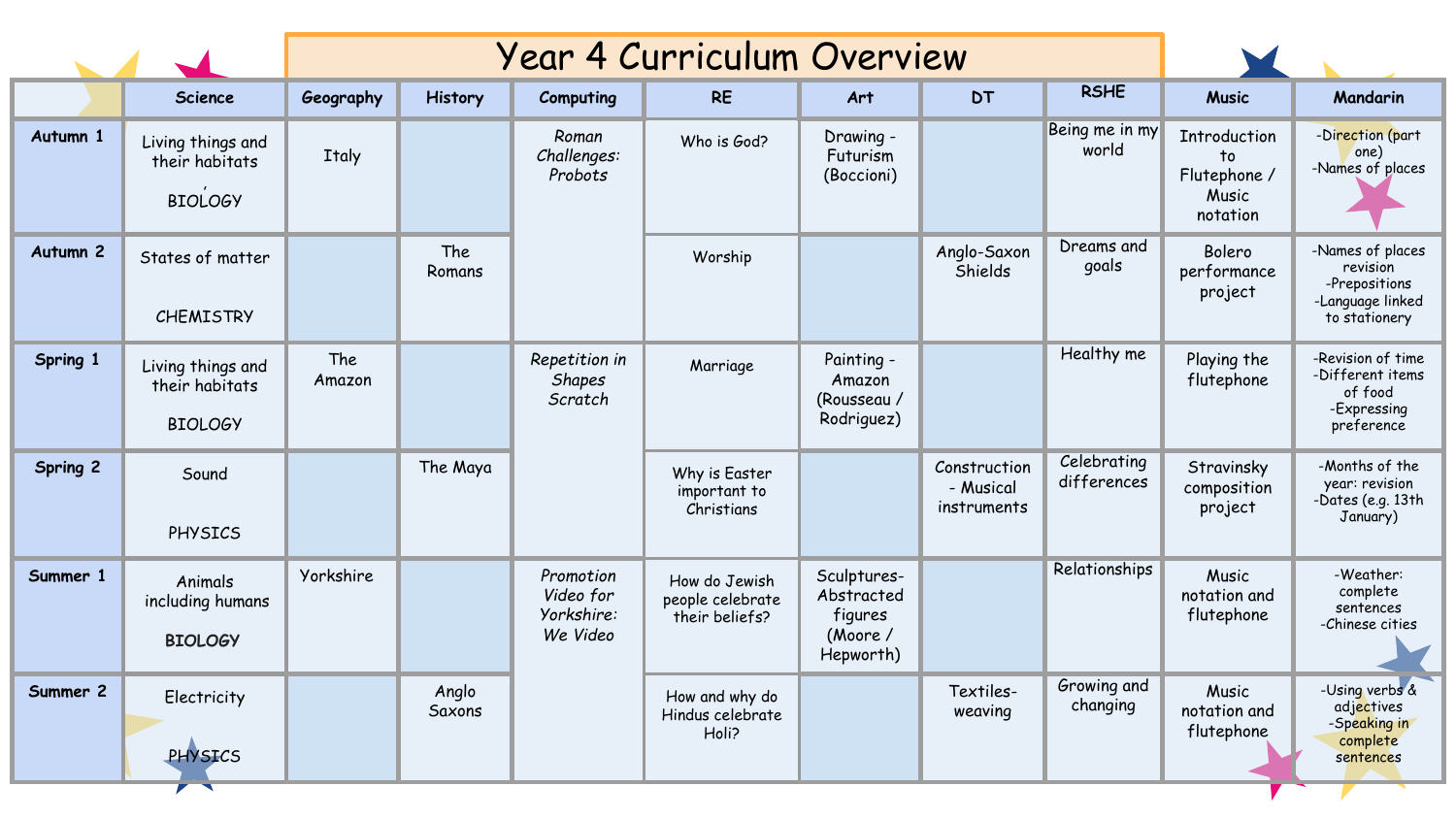# Year 4 Curriculum Overview

| | Science | Geography | History | Computing | RE | Art | DT | RSHE | Music | Mandarin |
|---|---|---|---|---|---|---|---|---|---|---|
| **Autumn 1** | Living things and their habitats BIOLOGY | Italy | | *Roman Challenges: Probots* | Who is God? | Drawing - Futurism (Boccioni) | | Being me in my world | Introduction to Flutephone / Music notation | -Direction (part one) -Names of places |
| **Autumn 2** | States of matter CHEMISTRY | | The Romans | | Worship | | Anglo-Saxon Shields | Dreams and goals | Bolero performance project | -Names of places revision -Prepositions -Language linked to stationery |
| **Spring 1** | Living things and their habitats BIOLOGY | The Amazon | | *Repetition in Shapes Scratch* | Marriage | Painting - Amazon (Rousseau / Rodriguez) | | Healthy me | Playing the flutephone | -Revision of time -Different items of food -Expressing preference |
| **Spring 2** | Sound PHYSICS | | The Maya | | Why is Easter important to Christians | | Construction - Musical instruments | Celebrating differences | Stravinsky composition project | -Months of the year: revision -Dates (e.g. 13th January) |
| **Summer 1** | Animals including humans **BIOLOGY** | Yorkshire | | *Promotion Video for Yorkshire: We Video* | How do Jewish people celebrate their beliefs? | Sculptures-Abstracted figures (Moore / Hepworth) | | Relationships | Music notation and flutephone | -Weather: complete sentences -Chinese cities |
| **Summer 2** | Electricity PHYSICS | | Anglo Saxons | | How and why do Hindus celebrate Holi? | | Textiles-weaving | Growing and changing | Music notation and flutephone | -Using verbs & adjectives -Speaking in complete sentences |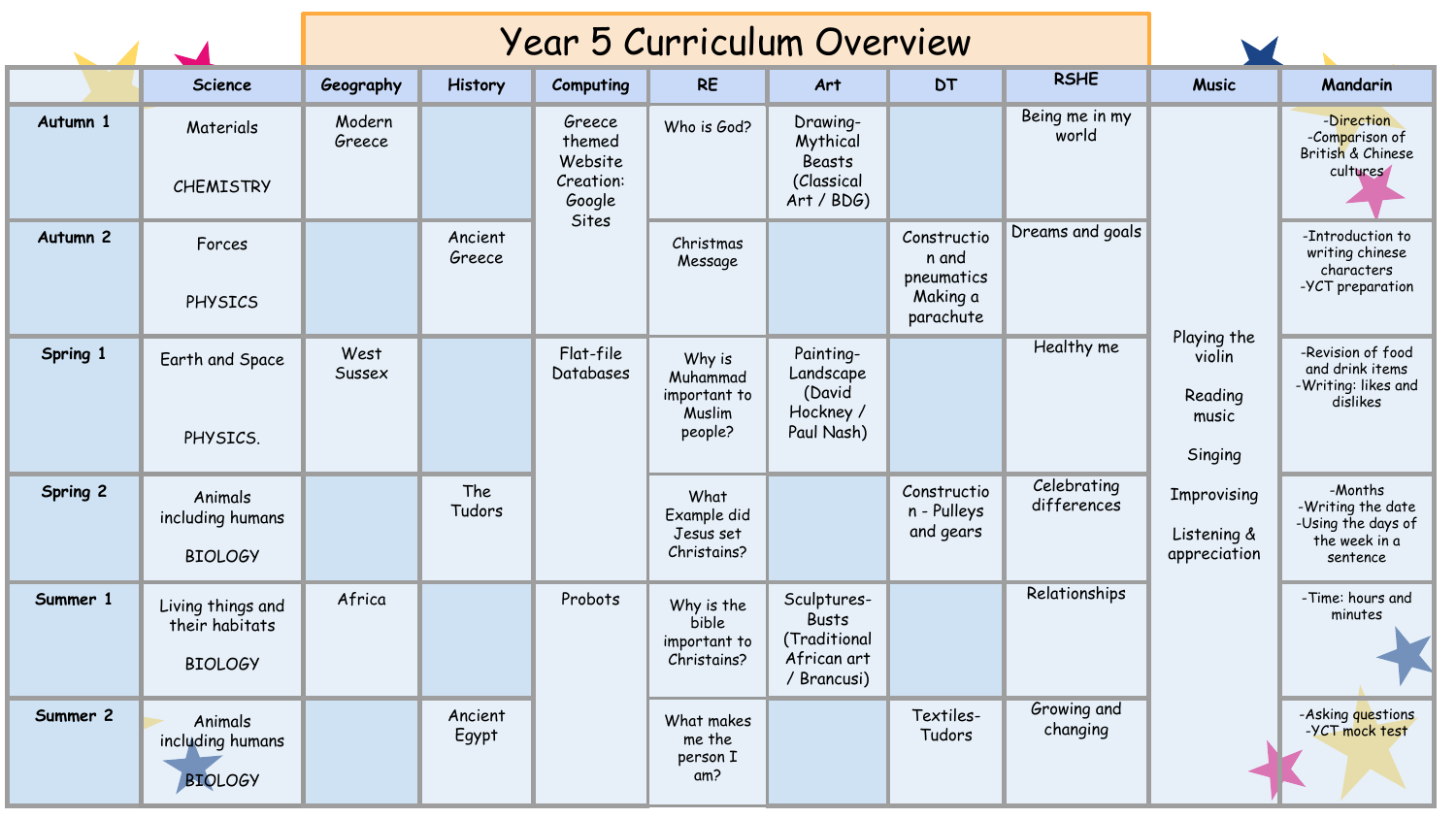# Year 5 Curriculum Overview

| | Science | Geography | History | Computing | RE | Art | DT | RSHE | Music | Mandarin |
|---|---|---|---|---|---|---|---|---|---|---|
| **Autumn 1** | Materials<br><br>CHEMISTRY | Modern Greece | | Greece themed Website Creation: Google Sites | Who is God? | Drawing- Mythical Beasts (Classical Art / BDG) | | Being me in my world | Playing the violin<br><br>Reading music<br><br>Singing<br><br>Improvising<br><br>Listening & appreciation | -Direction<br>-Comparison of British & Chinese cultures |
| **Autumn 2** | Forces<br><br>PHYSICS | | Ancient Greece | | Christmas Message | | Construction and pneumatics Making a parachute | Dreams and goals | | -Introduction to writing chinese characters<br>-YCT preparation |
| **Spring 1** | Earth and Space<br><br>PHYSICS. | West Sussex | | Flat-file Databases | Why is Muhammad important to Muslim people? | Painting- Landscape (David Hockney / Paul Nash) | | Healthy me | | -Revision of food and drink items<br>-Writing: likes and dislikes |
| **Spring 2** | Animals including humans<br><br>BIOLOGY | | The Tudors | | What Example did Jesus set Christains? | | Construction - Pulleys and gears | Celebrating differences | | -Months<br>-Writing the date<br>-Using the days of the week in a sentence |
| **Summer 1** | Living things and their habitats<br><br>BIOLOGY | Africa | | Probots | Why is the bible important to Christains? | Sculptures- Busts (Traditional African art / Brancusi) | | Relationships | | -Time: hours and minutes |
| **Summer 2** | Animals including humans<br><br>BIOLOGY | | Ancient Egypt | | What makes me the person I am? | | Textiles- Tudors | Growing and changing | | -Asking questions<br>-YCT mock test |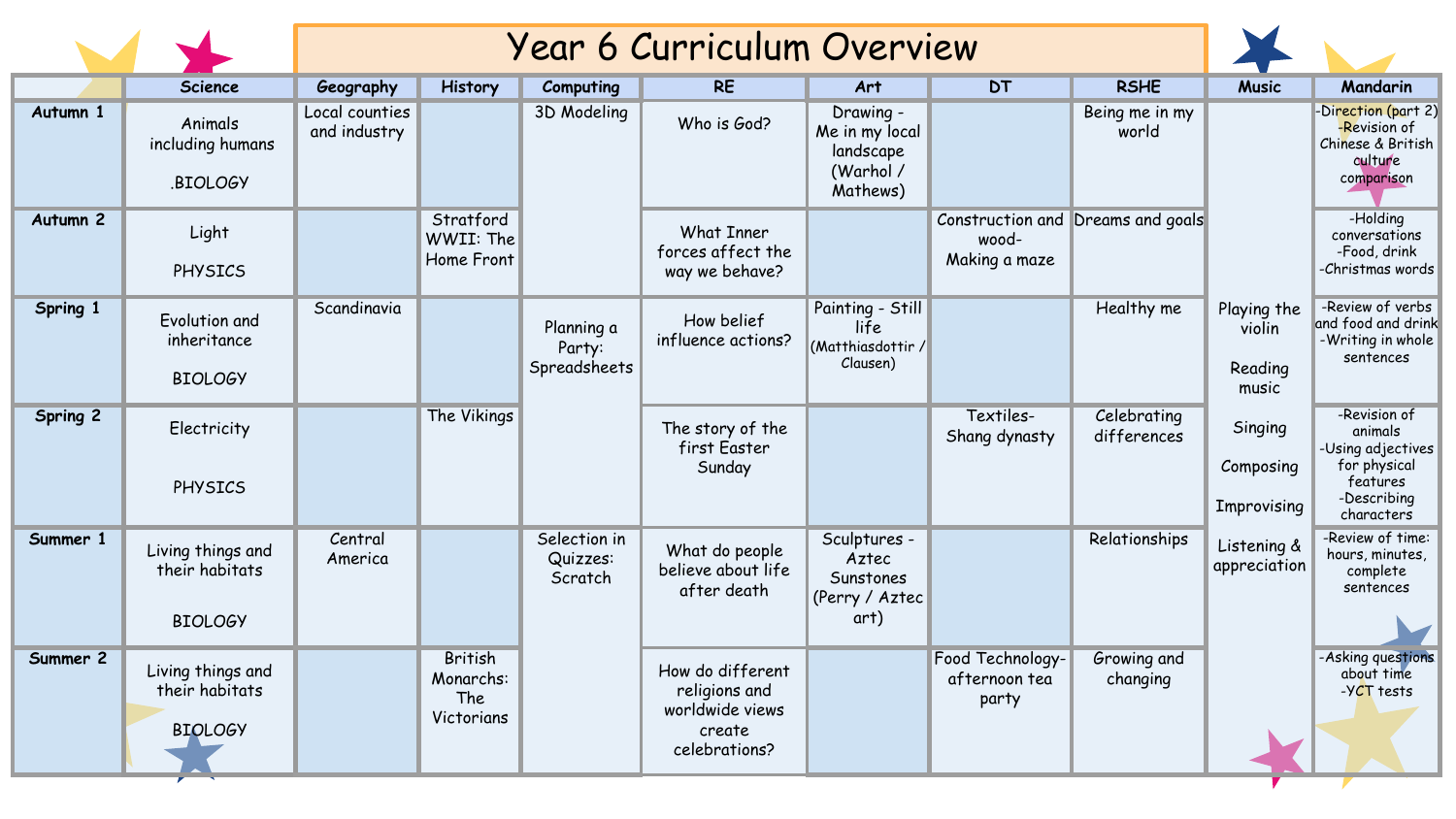# Year 6 Curriculum Overview

| | Science | Geography | History | Computing | RE | Art | DT | RSHE | Music | Mandarin |
|---|---|---|---|---|---|---|---|---|---|---|
| **Autumn 1** | Animals including humans .BIOLOGY | Local counties and industry | | 3D Modeling | Who is God? | Drawing - Me in my local landscape (Warhol / Mathews) | | Being me in my world | Playing the violin Reading music Singing Composing Improvising Listening & appreciation | -Direction (part 2) -Revision of Chinese & British culture comparison |
| **Autumn 2** | Light PHYSICS | | Stratford WWII: The Home Front | | What Inner forces affect the way we behave? | | Construction and wood- Making a maze | Dreams and goals | | -Holding conversations -Food, drink -Christmas words |
| **Spring 1** | Evolution and inheritance BIOLOGY | Scandinavia | | Planning a Party: Spreadsheets | How belief influence actions? | Painting - Still life (Matthiasdottir / Clausen) | | Healthy me | | -Review of verbs and food and drink -Writing in whole sentences |
| **Spring 2** | Electricity PHYSICS | | The Vikings | | The story of the first Easter Sunday | | Textiles- Shang dynasty | Celebrating differences | | -Revision of animals -Using adjectives for physical features -Describing characters |
| **Summer 1** | Living things and their habitats BIOLOGY | Central America | | Selection in Quizzes: Scratch | What do people believe about life after death | Sculptures - Aztec Sunstones (Perry / Aztec art) | | Relationships | | -Review of time: hours, minutes, complete sentences |
| **Summer 2** | Living things and their habitats BIOLOGY | | British Monarchs: The Victorians | | How do different religions and worldwide views create celebrations? | | Food Technology- afternoon tea party | Growing and changing | | -Asking questions about time -YCT tests |